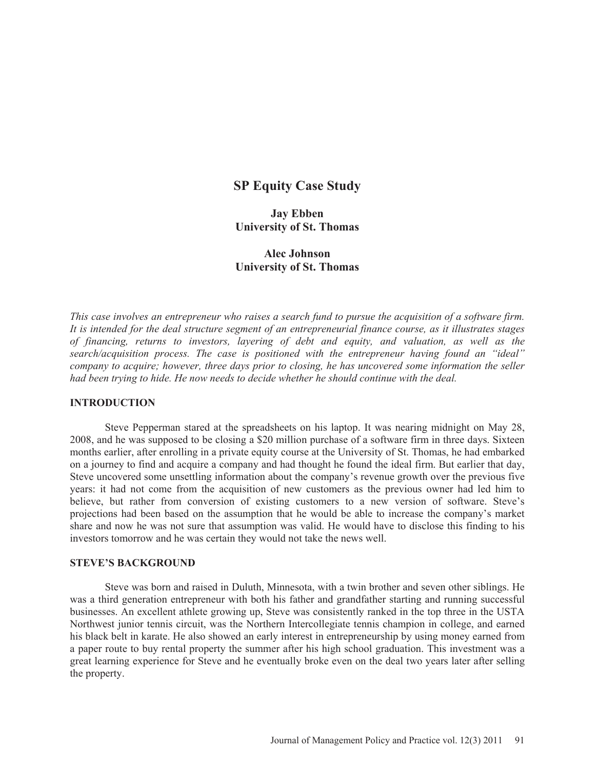# SP Equity Case Study

**Jay Ebben**
**University of St. Thomas**

**Alec Johnson**
**University of St. Thomas**

*This case involves an entrepreneur who raises a search fund to pursue the acquisition of a software firm. It is intended for the deal structure segment of an entrepreneurial finance course, as it illustrates stages of financing, returns to investors, layering of debt and equity, and valuation, as well as the search/acquisition process. The case is positioned with the entrepreneur having found an "ideal" company to acquire; however, three days prior to closing, he has uncovered some information the seller had been trying to hide. He now needs to decide whether he should continue with the deal.*

## INTRODUCTION

Steve Pepperman stared at the spreadsheets on his laptop. It was nearing midnight on May 28, 2008, and he was supposed to be closing a $20 million purchase of a software firm in three days. Sixteen months earlier, after enrolling in a private equity course at the University of St. Thomas, he had embarked on a journey to find and acquire a company and had thought he found the ideal firm. But earlier that day, Steve uncovered some unsettling information about the company's revenue growth over the previous five years: it had not come from the acquisition of new customers as the previous owner had led him to believe, but rather from conversion of existing customers to a new version of software. Steve's projections had been based on the assumption that he would be able to increase the company's market share and now he was not sure that assumption was valid. He would have to disclose this finding to his investors tomorrow and he was certain they would not take the news well.

## STEVE'S BACKGROUND

Steve was born and raised in Duluth, Minnesota, with a twin brother and seven other siblings. He was a third generation entrepreneur with both his father and grandfather starting and running successful businesses. An excellent athlete growing up, Steve was consistently ranked in the top three in the USTA Northwest junior tennis circuit, was the Northern Intercollegiate tennis champion in college, and earned his black belt in karate. He also showed an early interest in entrepreneurship by using money earned from a paper route to buy rental property the summer after his high school graduation. This investment was a great learning experience for Steve and he eventually broke even on the deal two years later after selling the property.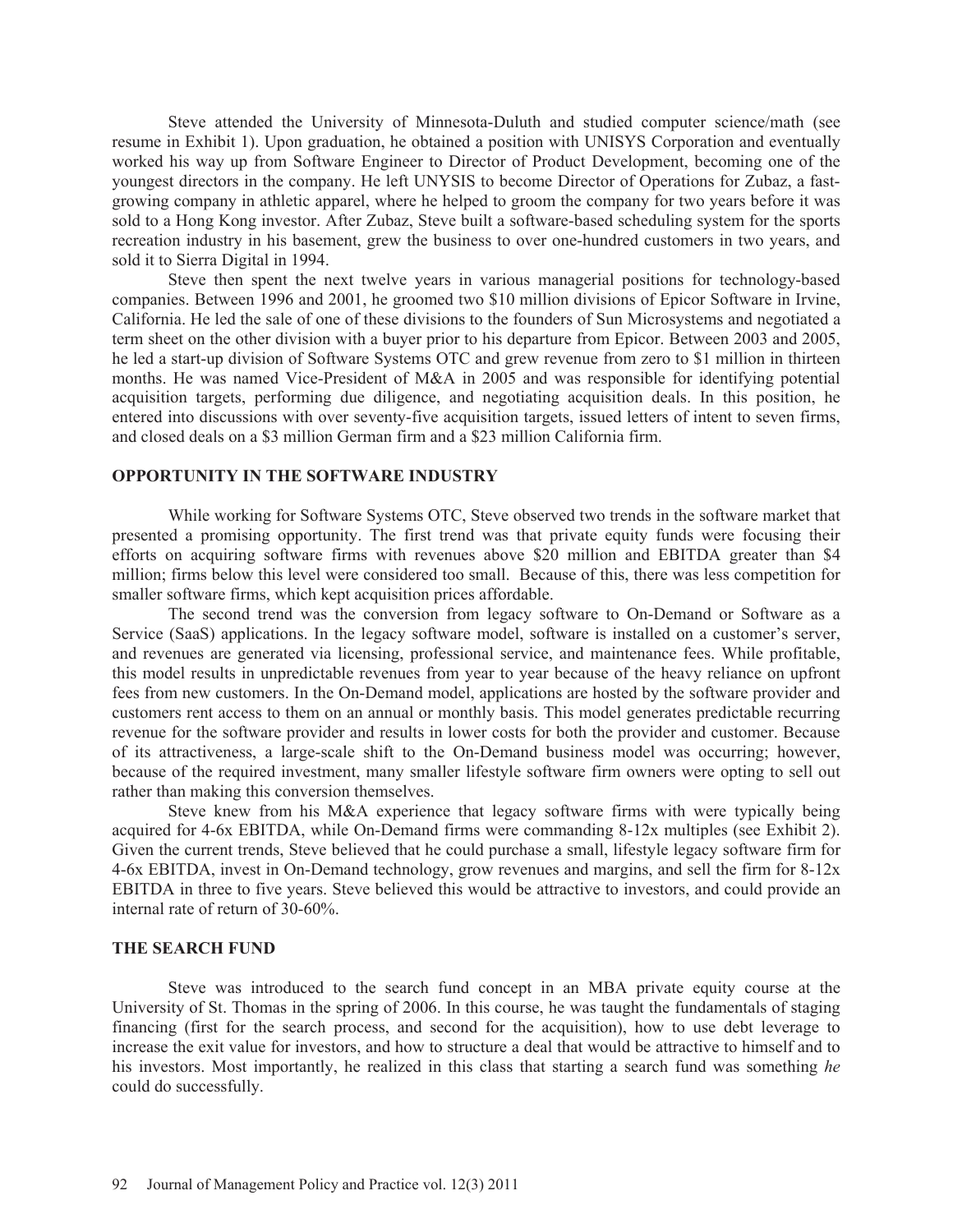Steve attended the University of Minnesota-Duluth and studied computer science/math (see resume in Exhibit 1). Upon graduation, he obtained a position with UNISYS Corporation and eventually worked his way up from Software Engineer to Director of Product Development, becoming one of the youngest directors in the company. He left UNYSIS to become Director of Operations for Zubaz, a fast-growing company in athletic apparel, where he helped to groom the company for two years before it was sold to a Hong Kong investor. After Zubaz, Steve built a software-based scheduling system for the sports recreation industry in his basement, grew the business to over one-hundred customers in two years, and sold it to Sierra Digital in 1994.

Steve then spent the next twelve years in various managerial positions for technology-based companies. Between 1996 and 2001, he groomed two $10 million divisions of Epicor Software in Irvine, California. He led the sale of one of these divisions to the founders of Sun Microsystems and negotiated a term sheet on the other division with a buyer prior to his departure from Epicor. Between 2003 and 2005, he led a start-up division of Software Systems OTC and grew revenue from zero to $1 million in thirteen months. He was named Vice-President of M&A in 2005 and was responsible for identifying potential acquisition targets, performing due diligence, and negotiating acquisition deals. In this position, he entered into discussions with over seventy-five acquisition targets, issued letters of intent to seven firms, and closed deals on a $3 million German firm and a $23 million California firm.

## OPPORTUNITY IN THE SOFTWARE INDUSTRY

While working for Software Systems OTC, Steve observed two trends in the software market that presented a promising opportunity. The first trend was that private equity funds were focusing their efforts on acquiring software firms with revenues above $20 million and EBITDA greater than $4 million; firms below this level were considered too small. Because of this, there was less competition for smaller software firms, which kept acquisition prices affordable.

The second trend was the conversion from legacy software to On-Demand or Software as a Service (SaaS) applications. In the legacy software model, software is installed on a customer's server, and revenues are generated via licensing, professional service, and maintenance fees. While profitable, this model results in unpredictable revenues from year to year because of the heavy reliance on upfront fees from new customers. In the On-Demand model, applications are hosted by the software provider and customers rent access to them on an annual or monthly basis. This model generates predictable recurring revenue for the software provider and results in lower costs for both the provider and customer. Because of its attractiveness, a large-scale shift to the On-Demand business model was occurring; however, because of the required investment, many smaller lifestyle software firm owners were opting to sell out rather than making this conversion themselves.

Steve knew from his M&A experience that legacy software firms with were typically being acquired for 4-6x EBITDA, while On-Demand firms were commanding 8-12x multiples (see Exhibit 2). Given the current trends, Steve believed that he could purchase a small, lifestyle legacy software firm for 4-6x EBITDA, invest in On-Demand technology, grow revenues and margins, and sell the firm for 8-12x EBITDA in three to five years. Steve believed this would be attractive to investors, and could provide an internal rate of return of 30-60%.

## THE SEARCH FUND

Steve was introduced to the search fund concept in an MBA private equity course at the University of St. Thomas in the spring of 2006. In this course, he was taught the fundamentals of staging financing (first for the search process, and second for the acquisition), how to use debt leverage to increase the exit value for investors, and how to structure a deal that would be attractive to himself and to his investors. Most importantly, he realized in this class that starting a search fund was something *he* could do successfully.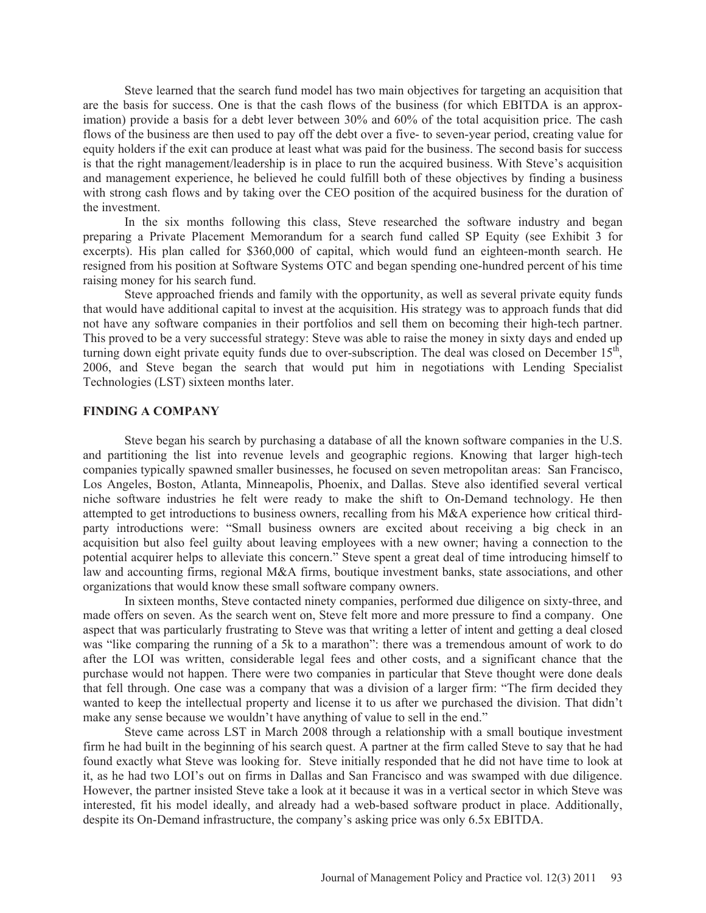Steve learned that the search fund model has two main objectives for targeting an acquisition that are the basis for success. One is that the cash flows of the business (for which EBITDA is an approximation) provide a basis for a debt lever between 30% and 60% of the total acquisition price. The cash flows of the business are then used to pay off the debt over a five- to seven-year period, creating value for equity holders if the exit can produce at least what was paid for the business. The second basis for success is that the right management/leadership is in place to run the acquired business. With Steve's acquisition and management experience, he believed he could fulfill both of these objectives by finding a business with strong cash flows and by taking over the CEO position of the acquired business for the duration of the investment.

In the six months following this class, Steve researched the software industry and began preparing a Private Placement Memorandum for a search fund called SP Equity (see Exhibit 3 for excerpts). His plan called for $360,000 of capital, which would fund an eighteen-month search. He resigned from his position at Software Systems OTC and began spending one-hundred percent of his time raising money for his search fund.

Steve approached friends and family with the opportunity, as well as several private equity funds that would have additional capital to invest at the acquisition. His strategy was to approach funds that did not have any software companies in their portfolios and sell them on becoming their high-tech partner. This proved to be a very successful strategy: Steve was able to raise the money in sixty days and ended up turning down eight private equity funds due to over-subscription. The deal was closed on December 15th, 2006, and Steve began the search that would put him in negotiations with Lending Specialist Technologies (LST) sixteen months later.

## FINDING A COMPANY

Steve began his search by purchasing a database of all the known software companies in the U.S. and partitioning the list into revenue levels and geographic regions. Knowing that larger high-tech companies typically spawned smaller businesses, he focused on seven metropolitan areas: San Francisco, Los Angeles, Boston, Atlanta, Minneapolis, Phoenix, and Dallas. Steve also identified several vertical niche software industries he felt were ready to make the shift to On-Demand technology. He then attempted to get introductions to business owners, recalling from his M&A experience how critical third-party introductions were: "Small business owners are excited about receiving a big check in an acquisition but also feel guilty about leaving employees with a new owner; having a connection to the potential acquirer helps to alleviate this concern." Steve spent a great deal of time introducing himself to law and accounting firms, regional M&A firms, boutique investment banks, state associations, and other organizations that would know these small software company owners.

In sixteen months, Steve contacted ninety companies, performed due diligence on sixty-three, and made offers on seven. As the search went on, Steve felt more and more pressure to find a company. One aspect that was particularly frustrating to Steve was that writing a letter of intent and getting a deal closed was "like comparing the running of a 5k to a marathon": there was a tremendous amount of work to do after the LOI was written, considerable legal fees and other costs, and a significant chance that the purchase would not happen. There were two companies in particular that Steve thought were done deals that fell through. One case was a company that was a division of a larger firm: "The firm decided they wanted to keep the intellectual property and license it to us after we purchased the division. That didn't make any sense because we wouldn't have anything of value to sell in the end."

Steve came across LST in March 2008 through a relationship with a small boutique investment firm he had built in the beginning of his search quest. A partner at the firm called Steve to say that he had found exactly what Steve was looking for. Steve initially responded that he did not have time to look at it, as he had two LOI's out on firms in Dallas and San Francisco and was swamped with due diligence. However, the partner insisted Steve take a look at it because it was in a vertical sector in which Steve was interested, fit his model ideally, and already had a web-based software product in place. Additionally, despite its On-Demand infrastructure, the company's asking price was only 6.5x EBITDA.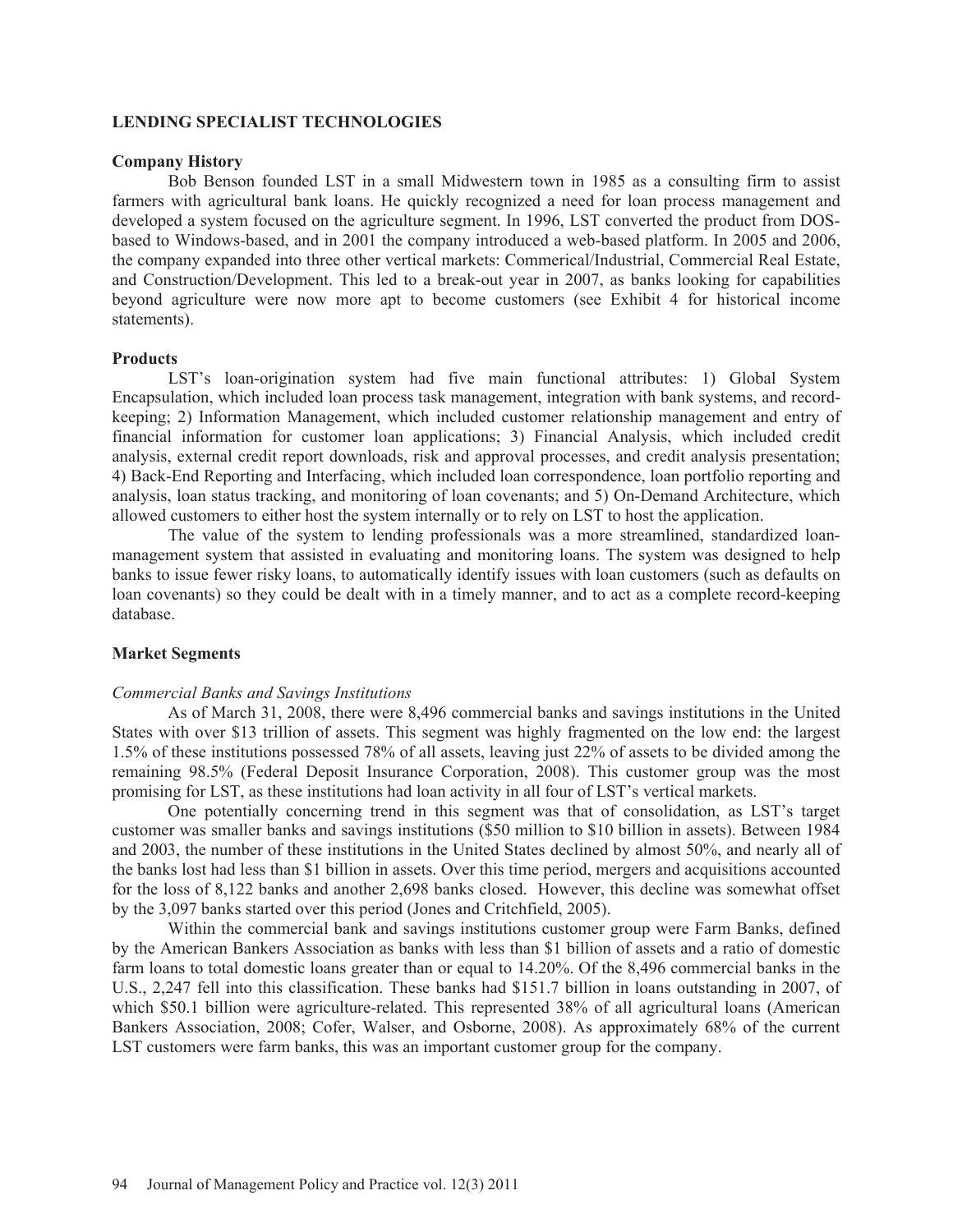## LENDING SPECIALIST TECHNOLOGIES

### Company History

Bob Benson founded LST in a small Midwestern town in 1985 as a consulting firm to assist farmers with agricultural bank loans. He quickly recognized a need for loan process management and developed a system focused on the agriculture segment. In 1996, LST converted the product from DOS-based to Windows-based, and in 2001 the company introduced a web-based platform. In 2005 and 2006, the company expanded into three other vertical markets: Commerical/Industrial, Commercial Real Estate, and Construction/Development. This led to a break-out year in 2007, as banks looking for capabilities beyond agriculture were now more apt to become customers (see Exhibit 4 for historical income statements).

### Products

LST's loan-origination system had five main functional attributes: 1) Global System Encapsulation, which included loan process task management, integration with bank systems, and record-keeping; 2) Information Management, which included customer relationship management and entry of financial information for customer loan applications; 3) Financial Analysis, which included credit analysis, external credit report downloads, risk and approval processes, and credit analysis presentation; 4) Back-End Reporting and Interfacing, which included loan correspondence, loan portfolio reporting and analysis, loan status tracking, and monitoring of loan covenants; and 5) On-Demand Architecture, which allowed customers to either host the system internally or to rely on LST to host the application.

The value of the system to lending professionals was a more streamlined, standardized loan-management system that assisted in evaluating and monitoring loans. The system was designed to help banks to issue fewer risky loans, to automatically identify issues with loan customers (such as defaults on loan covenants) so they could be dealt with in a timely manner, and to act as a complete record-keeping database.

### Market Segments

*Commercial Banks and Savings Institutions*

As of March 31, 2008, there were 8,496 commercial banks and savings institutions in the United States with over $13 trillion of assets. This segment was highly fragmented on the low end: the largest 1.5% of these institutions possessed 78% of all assets, leaving just 22% of assets to be divided among the remaining 98.5% (Federal Deposit Insurance Corporation, 2008). This customer group was the most promising for LST, as these institutions had loan activity in all four of LST's vertical markets.

One potentially concerning trend in this segment was that of consolidation, as LST's target customer was smaller banks and savings institutions ($50 million to $10 billion in assets). Between 1984 and 2003, the number of these institutions in the United States declined by almost 50%, and nearly all of the banks lost had less than $1 billion in assets. Over this time period, mergers and acquisitions accounted for the loss of 8,122 banks and another 2,698 banks closed. However, this decline was somewhat offset by the 3,097 banks started over this period (Jones and Critchfield, 2005).

Within the commercial bank and savings institutions customer group were Farm Banks, defined by the American Bankers Association as banks with less than $1 billion of assets and a ratio of domestic farm loans to total domestic loans greater than or equal to 14.20%. Of the 8,496 commercial banks in the U.S., 2,247 fell into this classification. These banks had $151.7 billion in loans outstanding in 2007, of which $50.1 billion were agriculture-related. This represented 38% of all agricultural loans (American Bankers Association, 2008; Cofer, Walser, and Osborne, 2008). As approximately 68% of the current LST customers were farm banks, this was an important customer group for the company.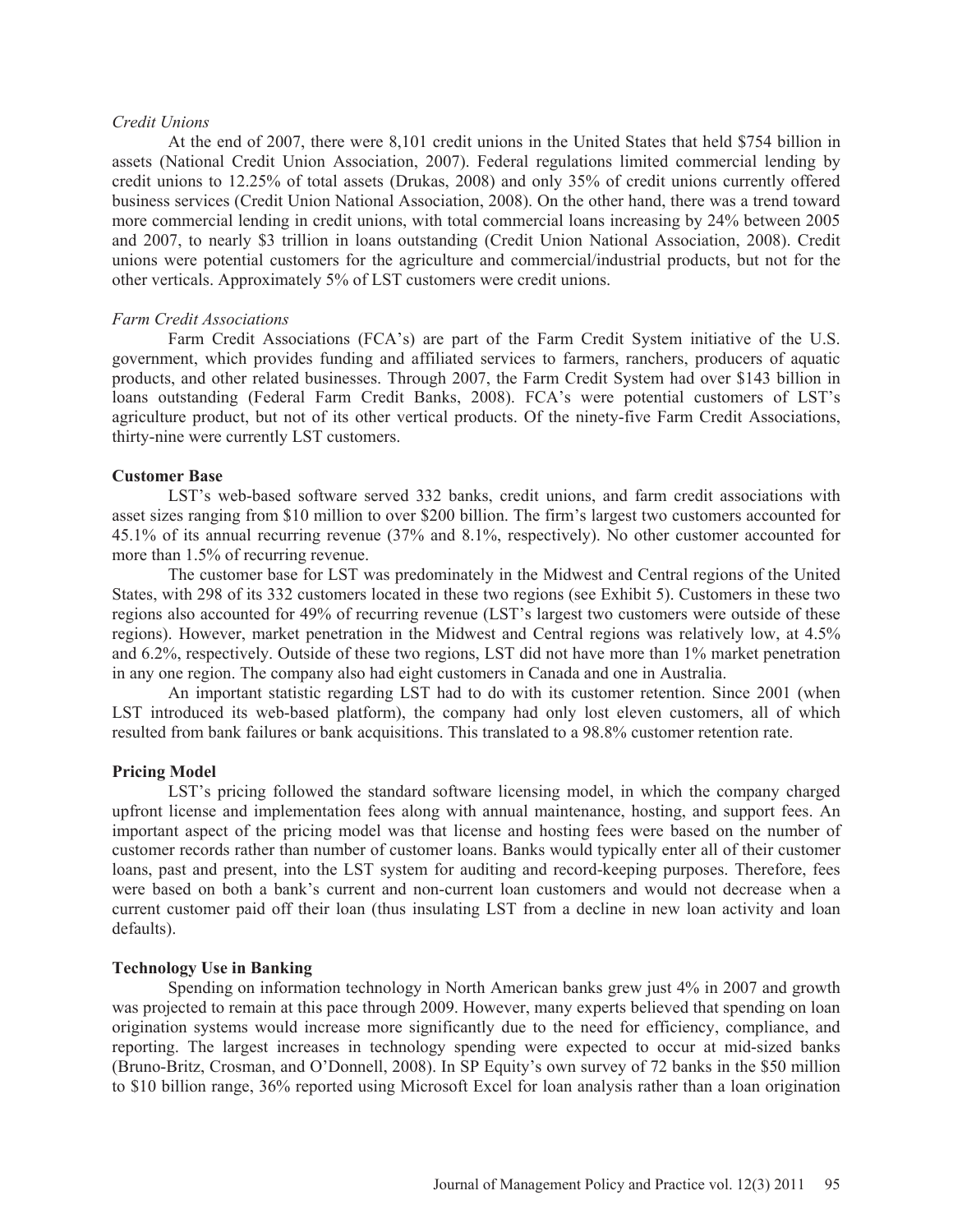*Credit Unions*

At the end of 2007, there were 8,101 credit unions in the United States that held $754 billion in assets (National Credit Union Association, 2007). Federal regulations limited commercial lending by credit unions to 12.25% of total assets (Drukas, 2008) and only 35% of credit unions currently offered business services (Credit Union National Association, 2008). On the other hand, there was a trend toward more commercial lending in credit unions, with total commercial loans increasing by 24% between 2005 and 2007, to nearly $3 trillion in loans outstanding (Credit Union National Association, 2008). Credit unions were potential customers for the agriculture and commercial/industrial products, but not for the other verticals. Approximately 5% of LST customers were credit unions.

*Farm Credit Associations*

Farm Credit Associations (FCA's) are part of the Farm Credit System initiative of the U.S. government, which provides funding and affiliated services to farmers, ranchers, producers of aquatic products, and other related businesses. Through 2007, the Farm Credit System had over $143 billion in loans outstanding (Federal Farm Credit Banks, 2008). FCA's were potential customers of LST's agriculture product, but not of its other vertical products. Of the ninety-five Farm Credit Associations, thirty-nine were currently LST customers.

**Customer Base**

LST's web-based software served 332 banks, credit unions, and farm credit associations with asset sizes ranging from $10 million to over $200 billion. The firm's largest two customers accounted for 45.1% of its annual recurring revenue (37% and 8.1%, respectively). No other customer accounted for more than 1.5% of recurring revenue.

The customer base for LST was predominately in the Midwest and Central regions of the United States, with 298 of its 332 customers located in these two regions (see Exhibit 5). Customers in these two regions also accounted for 49% of recurring revenue (LST's largest two customers were outside of these regions). However, market penetration in the Midwest and Central regions was relatively low, at 4.5% and 6.2%, respectively. Outside of these two regions, LST did not have more than 1% market penetration in any one region. The company also had eight customers in Canada and one in Australia.

An important statistic regarding LST had to do with its customer retention. Since 2001 (when LST introduced its web-based platform), the company had only lost eleven customers, all of which resulted from bank failures or bank acquisitions. This translated to a 98.8% customer retention rate.

**Pricing Model**

LST's pricing followed the standard software licensing model, in which the company charged upfront license and implementation fees along with annual maintenance, hosting, and support fees. An important aspect of the pricing model was that license and hosting fees were based on the number of customer records rather than number of customer loans. Banks would typically enter all of their customer loans, past and present, into the LST system for auditing and record-keeping purposes. Therefore, fees were based on both a bank's current and non-current loan customers and would not decrease when a current customer paid off their loan (thus insulating LST from a decline in new loan activity and loan defaults).

**Technology Use in Banking**

Spending on information technology in North American banks grew just 4% in 2007 and growth was projected to remain at this pace through 2009. However, many experts believed that spending on loan origination systems would increase more significantly due to the need for efficiency, compliance, and reporting. The largest increases in technology spending were expected to occur at mid-sized banks (Bruno-Britz, Crosman, and O'Donnell, 2008). In SP Equity's own survey of 72 banks in the $50 million to $10 billion range, 36% reported using Microsoft Excel for loan analysis rather than a loan origination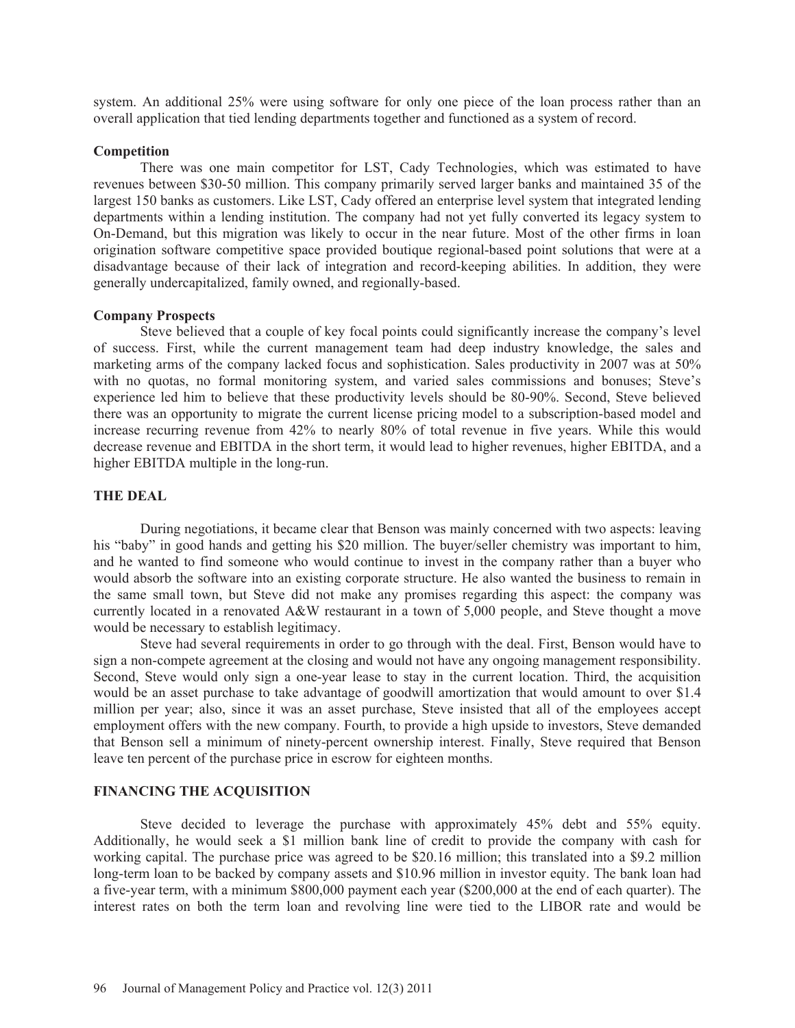system. An additional 25% were using software for only one piece of the loan process rather than an overall application that tied lending departments together and functioned as a system of record.

**Competition**

There was one main competitor for LST, Cady Technologies, which was estimated to have revenues between $30-50 million. This company primarily served larger banks and maintained 35 of the largest 150 banks as customers. Like LST, Cady offered an enterprise level system that integrated lending departments within a lending institution. The company had not yet fully converted its legacy system to On-Demand, but this migration was likely to occur in the near future. Most of the other firms in loan origination software competitive space provided boutique regional-based point solutions that were at a disadvantage because of their lack of integration and record-keeping abilities. In addition, they were generally undercapitalized, family owned, and regionally-based.

**Company Prospects**

Steve believed that a couple of key focal points could significantly increase the company's level of success. First, while the current management team had deep industry knowledge, the sales and marketing arms of the company lacked focus and sophistication. Sales productivity in 2007 was at 50% with no quotas, no formal monitoring system, and varied sales commissions and bonuses; Steve's experience led him to believe that these productivity levels should be 80-90%. Second, Steve believed there was an opportunity to migrate the current license pricing model to a subscription-based model and increase recurring revenue from 42% to nearly 80% of total revenue in five years. While this would decrease revenue and EBITDA in the short term, it would lead to higher revenues, higher EBITDA, and a higher EBITDA multiple in the long-run.

## THE DEAL

During negotiations, it became clear that Benson was mainly concerned with two aspects: leaving his "baby" in good hands and getting his $20 million. The buyer/seller chemistry was important to him, and he wanted to find someone who would continue to invest in the company rather than a buyer who would absorb the software into an existing corporate structure. He also wanted the business to remain in the same small town, but Steve did not make any promises regarding this aspect: the company was currently located in a renovated A&W restaurant in a town of 5,000 people, and Steve thought a move would be necessary to establish legitimacy.

Steve had several requirements in order to go through with the deal. First, Benson would have to sign a non-compete agreement at the closing and would not have any ongoing management responsibility. Second, Steve would only sign a one-year lease to stay in the current location. Third, the acquisition would be an asset purchase to take advantage of goodwill amortization that would amount to over $1.4 million per year; also, since it was an asset purchase, Steve insisted that all of the employees accept employment offers with the new company. Fourth, to provide a high upside to investors, Steve demanded that Benson sell a minimum of ninety-percent ownership interest. Finally, Steve required that Benson leave ten percent of the purchase price in escrow for eighteen months.

## FINANCING THE ACQUISITION

Steve decided to leverage the purchase with approximately 45% debt and 55% equity. Additionally, he would seek a $1 million bank line of credit to provide the company with cash for working capital. The purchase price was agreed to be $20.16 million; this translated into a $9.2 million long-term loan to be backed by company assets and $10.96 million in investor equity. The bank loan had a five-year term, with a minimum $800,000 payment each year ($200,000 at the end of each quarter). The interest rates on both the term loan and revolving line were tied to the LIBOR rate and would be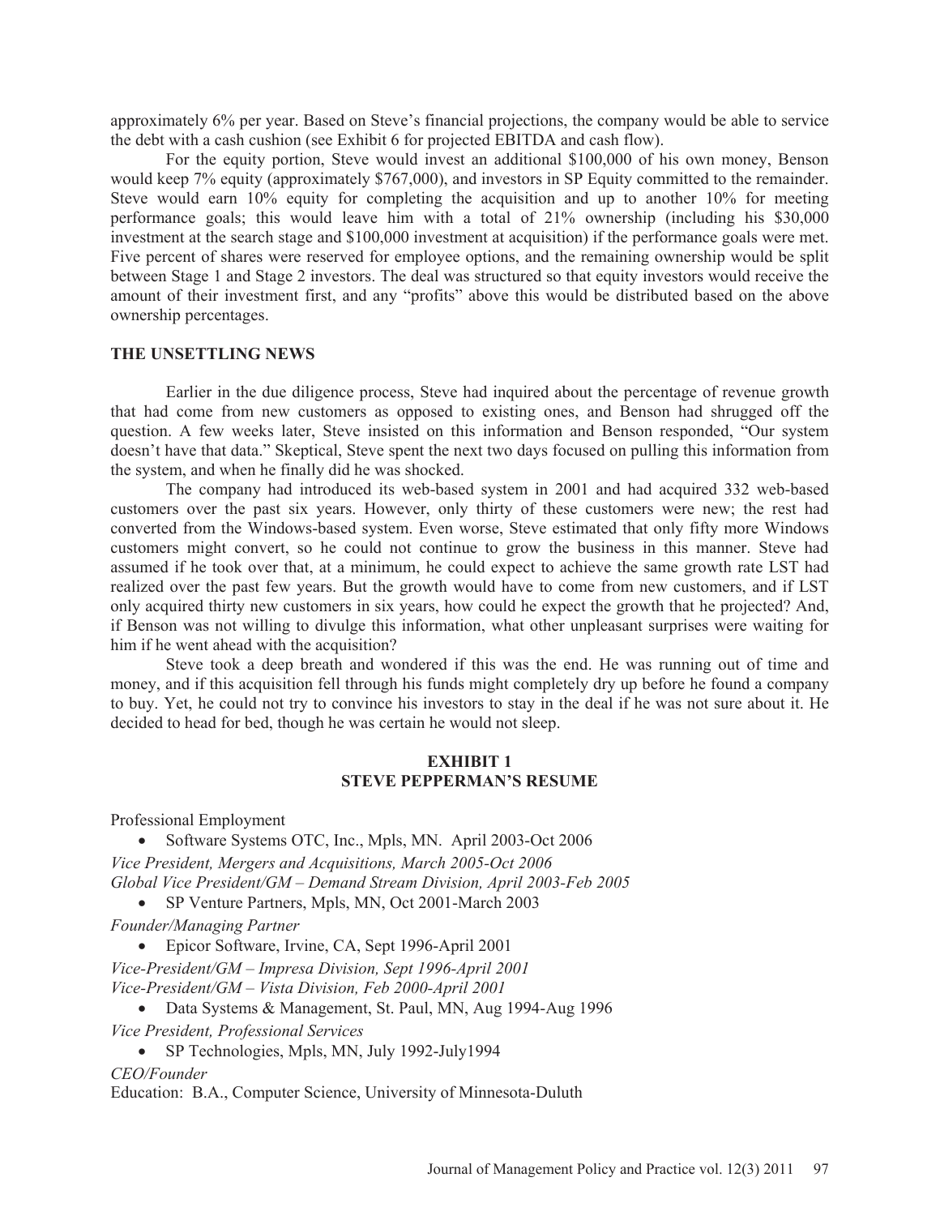approximately 6% per year. Based on Steve's financial projections, the company would be able to service the debt with a cash cushion (see Exhibit 6 for projected EBITDA and cash flow).

For the equity portion, Steve would invest an additional $100,000 of his own money, Benson would keep 7% equity (approximately $767,000), and investors in SP Equity committed to the remainder. Steve would earn 10% equity for completing the acquisition and up to another 10% for meeting performance goals; this would leave him with a total of 21% ownership (including his $30,000 investment at the search stage and $100,000 investment at acquisition) if the performance goals were met. Five percent of shares were reserved for employee options, and the remaining ownership would be split between Stage 1 and Stage 2 investors. The deal was structured so that equity investors would receive the amount of their investment first, and any "profits" above this would be distributed based on the above ownership percentages.

## THE UNSETTLING NEWS

Earlier in the due diligence process, Steve had inquired about the percentage of revenue growth that had come from new customers as opposed to existing ones, and Benson had shrugged off the question. A few weeks later, Steve insisted on this information and Benson responded, "Our system doesn't have that data." Skeptical, Steve spent the next two days focused on pulling this information from the system, and when he finally did he was shocked.

The company had introduced its web-based system in 2001 and had acquired 332 web-based customers over the past six years. However, only thirty of these customers were new; the rest had converted from the Windows-based system. Even worse, Steve estimated that only fifty more Windows customers might convert, so he could not continue to grow the business in this manner. Steve had assumed if he took over that, at a minimum, he could expect to achieve the same growth rate LST had realized over the past few years. But the growth would have to come from new customers, and if LST only acquired thirty new customers in six years, how could he expect the growth that he projected? And, if Benson was not willing to divulge this information, what other unpleasant surprises were waiting for him if he went ahead with the acquisition?

Steve took a deep breath and wondered if this was the end. He was running out of time and money, and if this acquisition fell through his funds might completely dry up before he found a company to buy. Yet, he could not try to convince his investors to stay in the deal if he was not sure about it. He decided to head for bed, though he was certain he would not sleep.

## EXHIBIT 1
## STEVE PEPPERMAN'S RESUME

Professional Employment

- Software Systems OTC, Inc., Mpls, MN. April 2003-Oct 2006

*Vice President, Mergers and Acquisitions, March 2005-Oct 2006*
*Global Vice President/GM – Demand Stream Division, April 2003-Feb 2005*

- SP Venture Partners, Mpls, MN, Oct 2001-March 2003

*Founder/Managing Partner*

- Epicor Software, Irvine, CA, Sept 1996-April 2001

*Vice-President/GM – Impresa Division, Sept 1996-April 2001*
*Vice-President/GM – Vista Division, Feb 2000-April 2001*

- Data Systems & Management, St. Paul, MN, Aug 1994-Aug 1996

*Vice President, Professional Services*

- SP Technologies, Mpls, MN, July 1992-July1994

*CEO/Founder*

Education: B.A., Computer Science, University of Minnesota-Duluth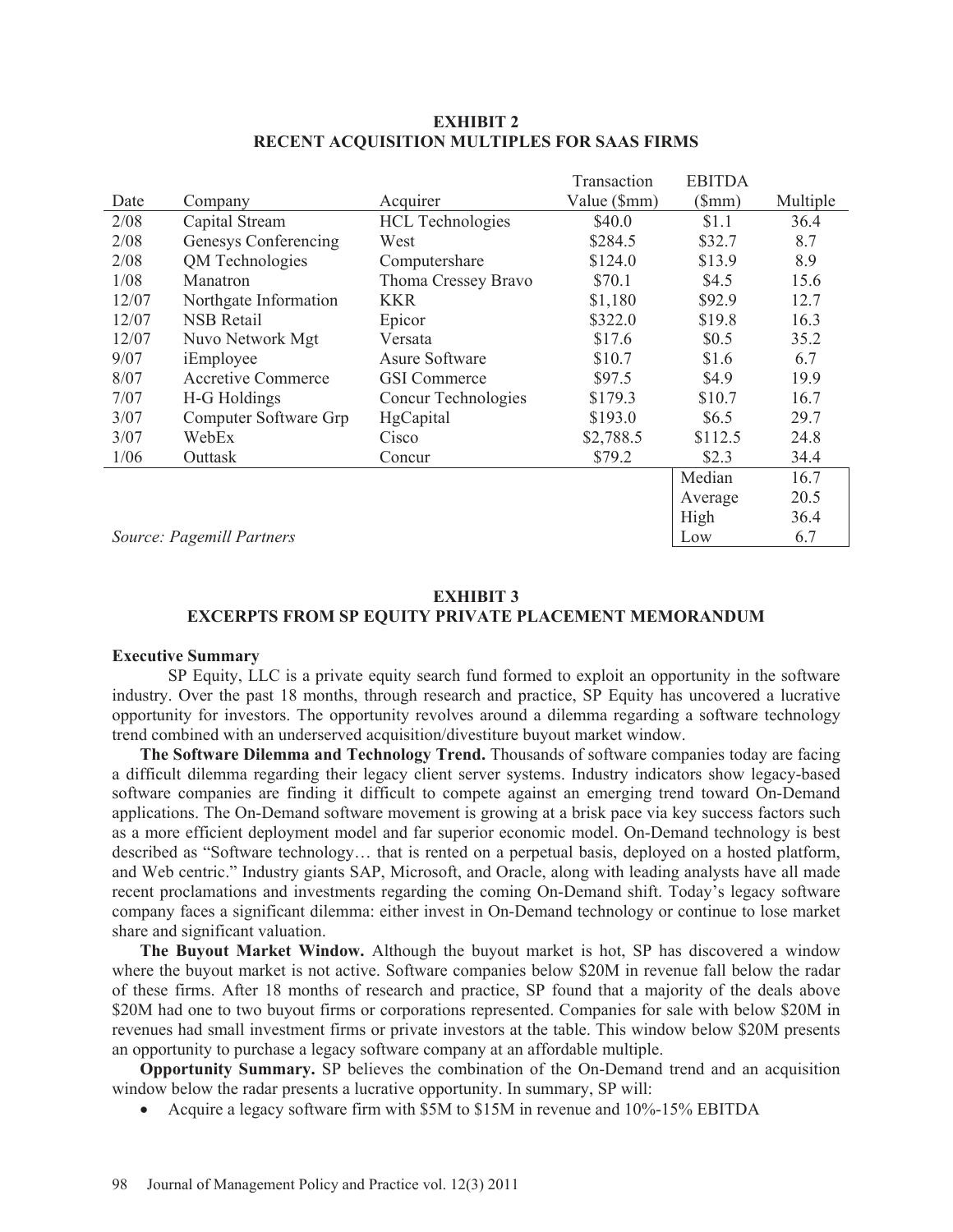**EXHIBIT 2**
**RECENT ACQUISITION MULTIPLES FOR SAAS FIRMS**

| Date | Company | Acquirer | Transaction Value ($mm) | EBITDA ($mm) | Multiple |
|---|---|---|---|---|---|
| 2/08 | Capital Stream | HCL Technologies | $40.0 | $1.1 | 36.4 |
| 2/08 | Genesys Conferencing | West | $284.5 | $32.7 | 8.7 |
| 2/08 | QM Technologies | Computershare | $124.0 | $13.9 | 8.9 |
| 1/08 | Manatron | Thoma Cressey Bravo | $70.1 | $4.5 | 15.6 |
| 12/07 | Northgate Information | KKR | $1,180 | $92.9 | 12.7 |
| 12/07 | NSB Retail | Epicor | $322.0 | $19.8 | 16.3 |
| 12/07 | Nuvo Network Mgt | Versata | $17.6 | $0.5 | 35.2 |
| 9/07 | iEmployee | Asure Software | $10.7 | $1.6 | 6.7 |
| 8/07 | Accretive Commerce | GSI Commerce | $97.5 | $4.9 | 19.9 |
| 7/07 | H-G Holdings | Concur Technologies | $179.3 | $10.7 | 16.7 |
| 3/07 | Computer Software Grp | HgCapital | $193.0 | $6.5 | 29.7 |
| 3/07 | WebEx | Cisco | $2,788.5 | $112.5 | 24.8 |
| 1/06 | Outtask | Concur | $79.2 | $2.3 | 34.4 |
| | | | | Median | 16.7 |
| | | | | Average | 20.5 |
| | | | | High | 36.4 |
| | | | | Low | 6.7 |

*Source: Pagemill Partners*

**EXHIBIT 3**
**EXCERPTS FROM SP EQUITY PRIVATE PLACEMENT MEMORANDUM**

**Executive Summary**

SP Equity, LLC is a private equity search fund formed to exploit an opportunity in the software industry. Over the past 18 months, through research and practice, SP Equity has uncovered a lucrative opportunity for investors. The opportunity revolves around a dilemma regarding a software technology trend combined with an underserved acquisition/divestiture buyout market window.

**The Software Dilemma and Technology Trend.** Thousands of software companies today are facing a difficult dilemma regarding their legacy client server systems. Industry indicators show legacy-based software companies are finding it difficult to compete against an emerging trend toward On-Demand applications. The On-Demand software movement is growing at a brisk pace via key success factors such as a more efficient deployment model and far superior economic model. On-Demand technology is best described as "Software technology… that is rented on a perpetual basis, deployed on a hosted platform, and Web centric." Industry giants SAP, Microsoft, and Oracle, along with leading analysts have all made recent proclamations and investments regarding the coming On-Demand shift. Today's legacy software company faces a significant dilemma: either invest in On-Demand technology or continue to lose market share and significant valuation.

**The Buyout Market Window.** Although the buyout market is hot, SP has discovered a window where the buyout market is not active. Software companies below $20M in revenue fall below the radar of these firms. After 18 months of research and practice, SP found that a majority of the deals above $20M had one to two buyout firms or corporations represented. Companies for sale with below $20M in revenues had small investment firms or private investors at the table. This window below $20M presents an opportunity to purchase a legacy software company at an affordable multiple.

**Opportunity Summary.** SP believes the combination of the On-Demand trend and an acquisition window below the radar presents a lucrative opportunity. In summary, SP will:

- Acquire a legacy software firm with $5M to $15M in revenue and 10%-15% EBITDA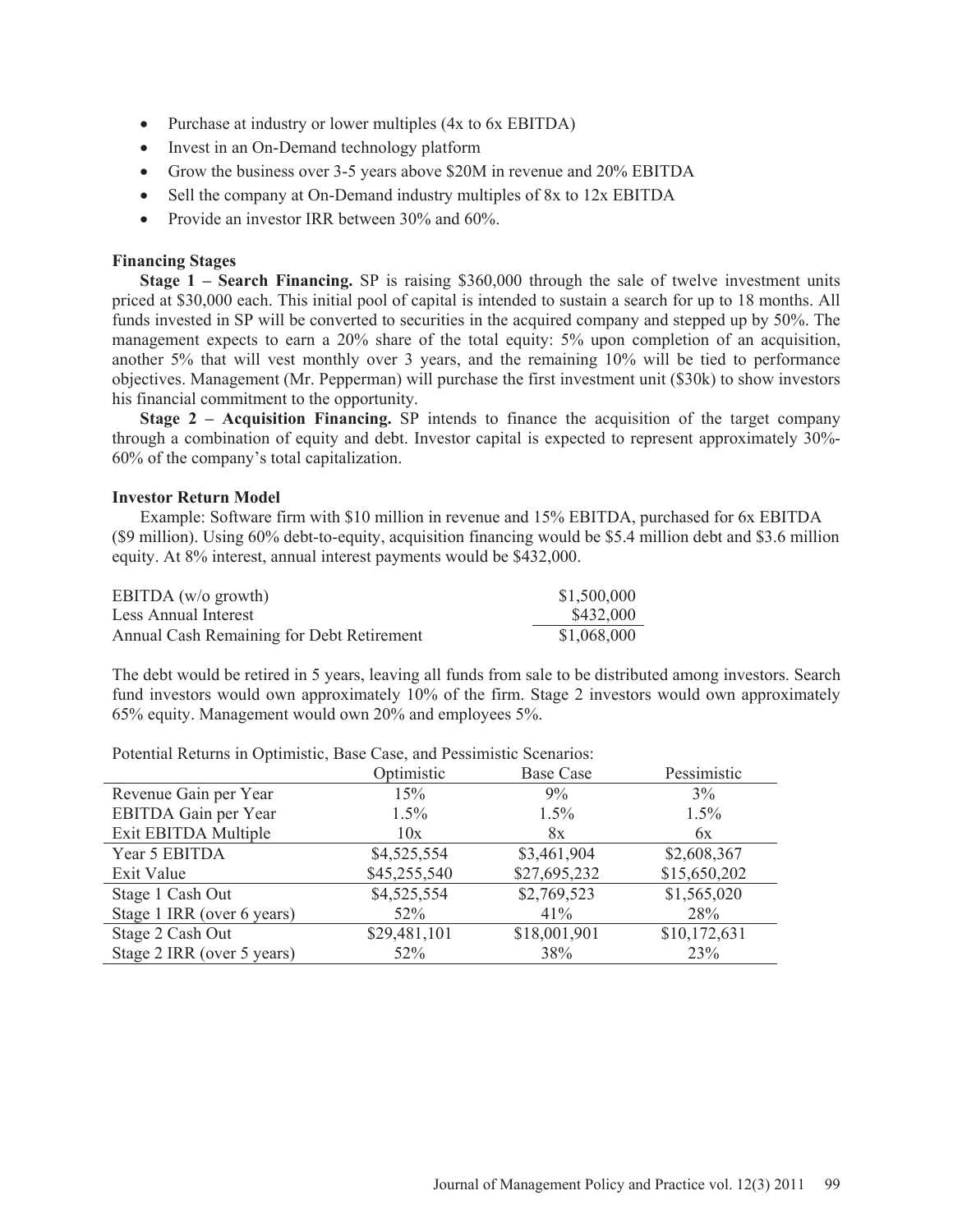- Purchase at industry or lower multiples (4x to 6x EBITDA)
- Invest in an On-Demand technology platform
- Grow the business over 3-5 years above $20M in revenue and 20% EBITDA
- Sell the company at On-Demand industry multiples of 8x to 12x EBITDA
- Provide an investor IRR between 30% and 60%.

**Financing Stages**

**Stage 1 – Search Financing.** SP is raising $360,000 through the sale of twelve investment units priced at $30,000 each. This initial pool of capital is intended to sustain a search for up to 18 months. All funds invested in SP will be converted to securities in the acquired company and stepped up by 50%. The management expects to earn a 20% share of the total equity: 5% upon completion of an acquisition, another 5% that will vest monthly over 3 years, and the remaining 10% will be tied to performance objectives. Management (Mr. Pepperman) will purchase the first investment unit ($30k) to show investors his financial commitment to the opportunity.

**Stage 2 – Acquisition Financing.** SP intends to finance the acquisition of the target company through a combination of equity and debt. Investor capital is expected to represent approximately 30%-60% of the company's total capitalization.

**Investor Return Model**

Example: Software firm with $10 million in revenue and 15% EBITDA, purchased for 6x EBITDA ($9 million). Using 60% debt-to-equity, acquisition financing would be $5.4 million debt and $3.6 million equity. At 8% interest, annual interest payments would be $432,000.

| | |
|---|---|
| EBITDA (w/o growth) | $1,500,000 |
| Less Annual Interest | $432,000 |
| Annual Cash Remaining for Debt Retirement | $1,068,000 |

The debt would be retired in 5 years, leaving all funds from sale to be distributed among investors. Search fund investors would own approximately 10% of the firm. Stage 2 investors would own approximately 65% equity. Management would own 20% and employees 5%.

Potential Returns in Optimistic, Base Case, and Pessimistic Scenarios:

| | Optimistic | Base Case | Pessimistic |
|---|---|---|---|
| Revenue Gain per Year | 15% | 9% | 3% |
| EBITDA Gain per Year | 1.5% | 1.5% | 1.5% |
| Exit EBITDA Multiple | 10x | 8x | 6x |
| Year 5 EBITDA | $4,525,554 | $3,461,904 | $2,608,367 |
| Exit Value | $45,255,540 | $27,695,232 | $15,650,202 |
| Stage 1 Cash Out | $4,525,554 | $2,769,523 | $1,565,020 |
| Stage 1 IRR (over 6 years) | 52% | 41% | 28% |
| Stage 2 Cash Out | $29,481,101 | $18,001,901 | $10,172,631 |
| Stage 2 IRR (over 5 years) | 52% | 38% | 23% |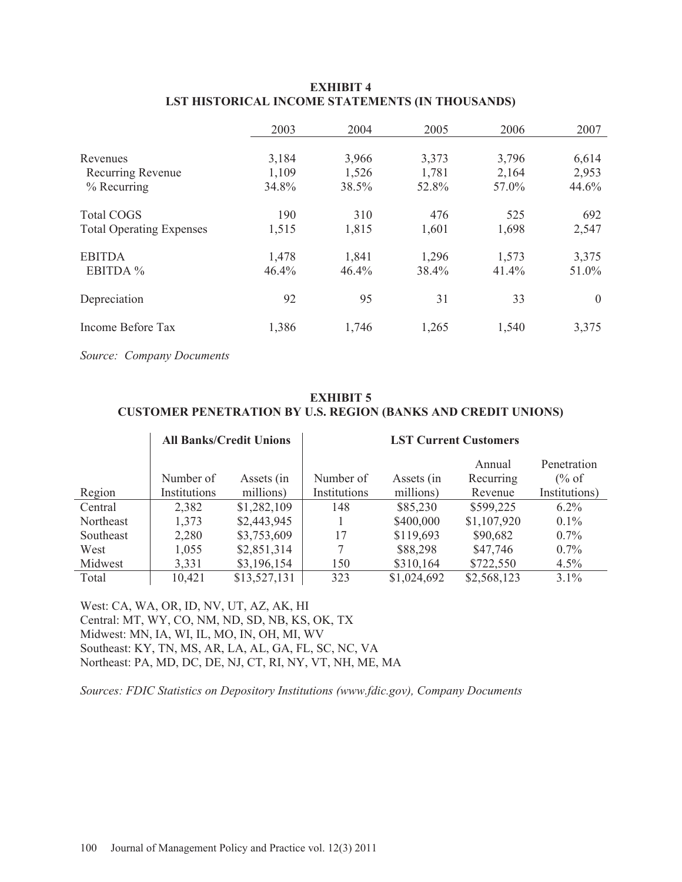## EXHIBIT 4
## LST HISTORICAL INCOME STATEMENTS (IN THOUSANDS)

| | 2003 | 2004 | 2005 | 2006 | 2007 |
|---|---|---|---|---|---|
| Revenues | 3,184 | 3,966 | 3,373 | 3,796 | 6,614 |
| Recurring Revenue | 1,109 | 1,526 | 1,781 | 2,164 | 2,953 |
| % Recurring | 34.8% | 38.5% | 52.8% | 57.0% | 44.6% |
| Total COGS | 190 | 310 | 476 | 525 | 692 |
| Total Operating Expenses | 1,515 | 1,815 | 1,601 | 1,698 | 2,547 |
| EBITDA | 1,478 | 1,841 | 1,296 | 1,573 | 3,375 |
| EBITDA % | 46.4% | 46.4% | 38.4% | 41.4% | 51.0% |
| Depreciation | 92 | 95 | 31 | 33 | 0 |
| Income Before Tax | 1,386 | 1,746 | 1,265 | 1,540 | 3,375 |

*Source: Company Documents*

## EXHIBIT 5
## CUSTOMER PENETRATION BY U.S. REGION (BANKS AND CREDIT UNIONS)

| | All Banks/Credit Unions | | LST Current Customers | | | |
|---|---|---|---|---|---|---|
| Region | Number of Institutions | Assets (in millions) | Number of Institutions | Assets (in millions) | Annual Recurring Revenue | Penetration (% of Institutions) |
| Central | 2,382 | $1,282,109 | 148 | $85,230 | $599,225 | 6.2% |
| Northeast | 1,373 | $2,443,945 | 1 | $400,000 | $1,107,920 | 0.1% |
| Southeast | 2,280 | $3,753,609 | 17 | $119,693 | $90,682 | 0.7% |
| West | 1,055 | $2,851,314 | 7 | $88,298 | $47,746 | 0.7% |
| Midwest | 3,331 | $3,196,154 | 150 | $310,164 | $722,550 | 4.5% |
| Total | 10,421 | $13,527,131 | 323 | $1,024,692 | $2,568,123 | 3.1% |

West: CA, WA, OR, ID, NV, UT, AZ, AK, HI
Central: MT, WY, CO, NM, ND, SD, NB, KS, OK, TX
Midwest: MN, IA, WI, IL, MO, IN, OH, MI, WV
Southeast: KY, TN, MS, AR, LA, AL, GA, FL, SC, NC, VA
Northeast: PA, MD, DC, DE, NJ, CT, RI, NY, VT, NH, ME, MA

*Sources: FDIC Statistics on Depository Institutions (www.fdic.gov), Company Documents*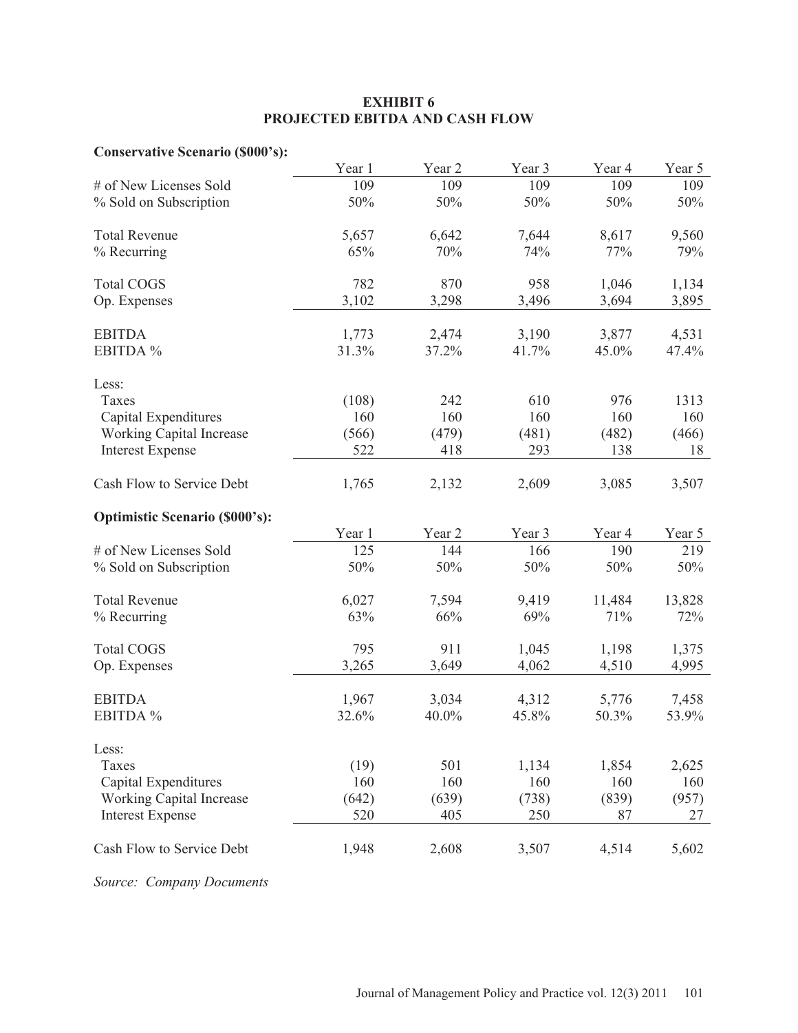**EXHIBIT 6**
**PROJECTED EBITDA AND CASH FLOW**

**Conservative Scenario ($000's):**

| | Year 1 | Year 2 | Year 3 | Year 4 | Year 5 |
|---|---|---|---|---|---|
| # of New Licenses Sold | 109 | 109 | 109 | 109 | 109 |
| % Sold on Subscription | 50% | 50% | 50% | 50% | 50% |
| | | | | | |
| Total Revenue | 5,657 | 6,642 | 7,644 | 8,617 | 9,560 |
| % Recurring | 65% | 70% | 74% | 77% | 79% |
| | | | | | |
| Total COGS | 782 | 870 | 958 | 1,046 | 1,134 |
| Op. Expenses | 3,102 | 3,298 | 3,496 | 3,694 | 3,895 |
| | | | | | |
| EBITDA | 1,773 | 2,474 | 3,190 | 3,877 | 4,531 |
| EBITDA % | 31.3% | 37.2% | 41.7% | 45.0% | 47.4% |
| | | | | | |
| Less: | | | | | |
| Taxes | (108) | 242 | 610 | 976 | 1313 |
| Capital Expenditures | 160 | 160 | 160 | 160 | 160 |
| Working Capital Increase | (566) | (479) | (481) | (482) | (466) |
| Interest Expense | 522 | 418 | 293 | 138 | 18 |
| | | | | | |
| Cash Flow to Service Debt | 1,765 | 2,132 | 2,609 | 3,085 | 3,507 |

**Optimistic Scenario ($000's):**

| | Year 1 | Year 2 | Year 3 | Year 4 | Year 5 |
|---|---|---|---|---|---|
| # of New Licenses Sold | 125 | 144 | 166 | 190 | 219 |
| % Sold on Subscription | 50% | 50% | 50% | 50% | 50% |
| | | | | | |
| Total Revenue | 6,027 | 7,594 | 9,419 | 11,484 | 13,828 |
| % Recurring | 63% | 66% | 69% | 71% | 72% |
| | | | | | |
| Total COGS | 795 | 911 | 1,045 | 1,198 | 1,375 |
| Op. Expenses | 3,265 | 3,649 | 4,062 | 4,510 | 4,995 |
| | | | | | |
| EBITDA | 1,967 | 3,034 | 4,312 | 5,776 | 7,458 |
| EBITDA % | 32.6% | 40.0% | 45.8% | 50.3% | 53.9% |
| | | | | | |
| Less: | | | | | |
| Taxes | (19) | 501 | 1,134 | 1,854 | 2,625 |
| Capital Expenditures | 160 | 160 | 160 | 160 | 160 |
| Working Capital Increase | (642) | (639) | (738) | (839) | (957) |
| Interest Expense | 520 | 405 | 250 | 87 | 27 |
| | | | | | |
| Cash Flow to Service Debt | 1,948 | 2,608 | 3,507 | 4,514 | 5,602 |

*Source: Company Documents*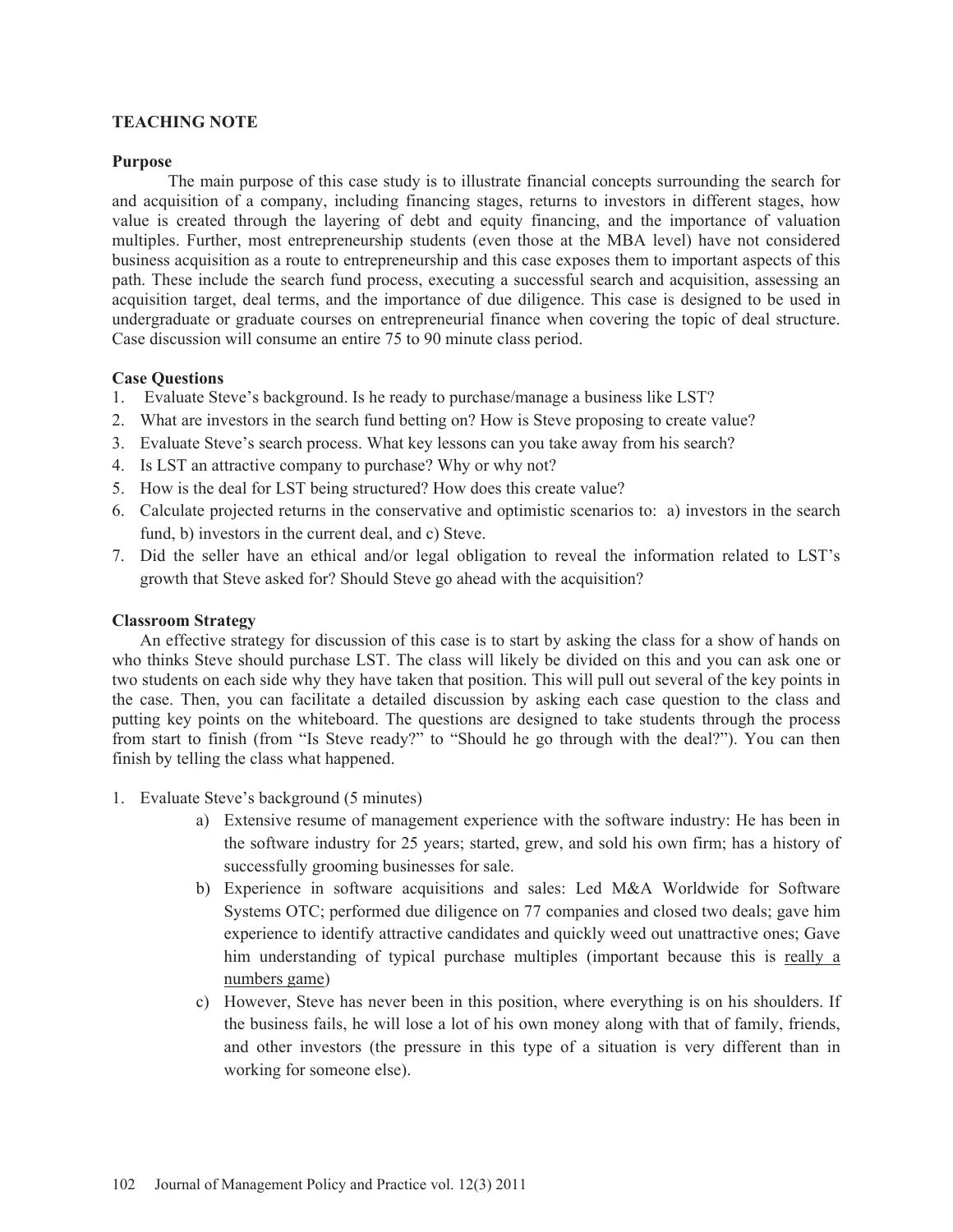## TEACHING NOTE

### Purpose

The main purpose of this case study is to illustrate financial concepts surrounding the search for and acquisition of a company, including financing stages, returns to investors in different stages, how value is created through the layering of debt and equity financing, and the importance of valuation multiples. Further, most entrepreneurship students (even those at the MBA level) have not considered business acquisition as a route to entrepreneurship and this case exposes them to important aspects of this path. These include the search fund process, executing a successful search and acquisition, assessing an acquisition target, deal terms, and the importance of due diligence. This case is designed to be used in undergraduate or graduate courses on entrepreneurial finance when covering the topic of deal structure. Case discussion will consume an entire 75 to 90 minute class period.

### Case Questions

1. Evaluate Steve's background. Is he ready to purchase/manage a business like LST?
2. What are investors in the search fund betting on? How is Steve proposing to create value?
3. Evaluate Steve's search process. What key lessons can you take away from his search?
4. Is LST an attractive company to purchase? Why or why not?
5. How is the deal for LST being structured? How does this create value?
6. Calculate projected returns in the conservative and optimistic scenarios to: a) investors in the search fund, b) investors in the current deal, and c) Steve.
7. Did the seller have an ethical and/or legal obligation to reveal the information related to LST's growth that Steve asked for? Should Steve go ahead with the acquisition?

### Classroom Strategy

An effective strategy for discussion of this case is to start by asking the class for a show of hands on who thinks Steve should purchase LST. The class will likely be divided on this and you can ask one or two students on each side why they have taken that position. This will pull out several of the key points in the case. Then, you can facilitate a detailed discussion by asking each case question to the class and putting key points on the whiteboard. The questions are designed to take students through the process from start to finish (from "Is Steve ready?" to "Should he go through with the deal?"). You can then finish by telling the class what happened.

1. Evaluate Steve's background (5 minutes)
   a) Extensive resume of management experience with the software industry: He has been in the software industry for 25 years; started, grew, and sold his own firm; has a history of successfully grooming businesses for sale.
   b) Experience in software acquisitions and sales: Led M&A Worldwide for Software Systems OTC; performed due diligence on 77 companies and closed two deals; gave him experience to identify attractive candidates and quickly weed out unattractive ones; Gave him understanding of typical purchase multiples (important because this is <u>really a numbers game</u>)
   c) However, Steve has never been in this position, where everything is on his shoulders. If the business fails, he will lose a lot of his own money along with that of family, friends, and other investors (the pressure in this type of a situation is very different than in working for someone else).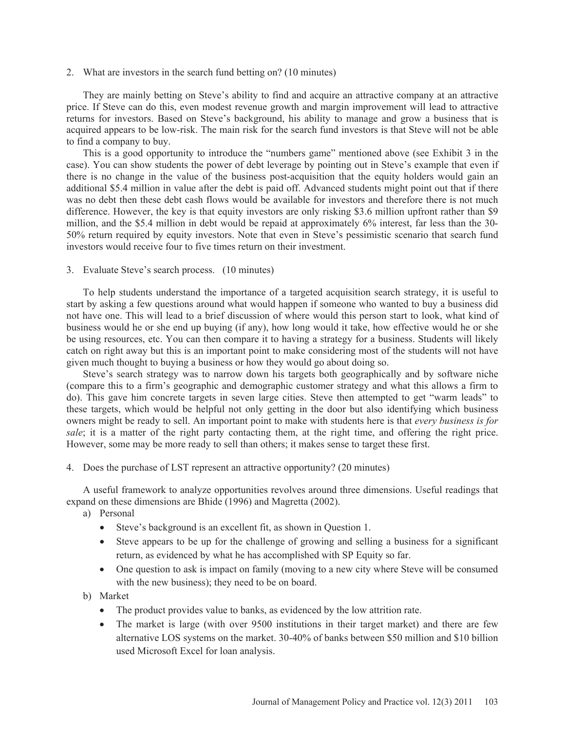2. What are investors in the search fund betting on? (10 minutes)

They are mainly betting on Steve's ability to find and acquire an attractive company at an attractive price. If Steve can do this, even modest revenue growth and margin improvement will lead to attractive returns for investors. Based on Steve's background, his ability to manage and grow a business that is acquired appears to be low-risk. The main risk for the search fund investors is that Steve will not be able to find a company to buy.

This is a good opportunity to introduce the "numbers game" mentioned above (see Exhibit 3 in the case). You can show students the power of debt leverage by pointing out in Steve's example that even if there is no change in the value of the business post-acquisition that the equity holders would gain an additional $5.4 million in value after the debt is paid off. Advanced students might point out that if there was no debt then these debt cash flows would be available for investors and therefore there is not much difference. However, the key is that equity investors are only risking $3.6 million upfront rather than $9 million, and the $5.4 million in debt would be repaid at approximately 6% interest, far less than the 30-50% return required by equity investors. Note that even in Steve's pessimistic scenario that search fund investors would receive four to five times return on their investment.

3. Evaluate Steve's search process. (10 minutes)

To help students understand the importance of a targeted acquisition search strategy, it is useful to start by asking a few questions around what would happen if someone who wanted to buy a business did not have one. This will lead to a brief discussion of where would this person start to look, what kind of business would he or she end up buying (if any), how long would it take, how effective would he or she be using resources, etc. You can then compare it to having a strategy for a business. Students will likely catch on right away but this is an important point to make considering most of the students will not have given much thought to buying a business or how they would go about doing so.

Steve's search strategy was to narrow down his targets both geographically and by software niche (compare this to a firm's geographic and demographic customer strategy and what this allows a firm to do). This gave him concrete targets in seven large cities. Steve then attempted to get "warm leads" to these targets, which would be helpful not only getting in the door but also identifying which business owners might be ready to sell. An important point to make with students here is that *every business is for sale*; it is a matter of the right party contacting them, at the right time, and offering the right price. However, some may be more ready to sell than others; it makes sense to target these first.

4. Does the purchase of LST represent an attractive opportunity? (20 minutes)

A useful framework to analyze opportunities revolves around three dimensions. Useful readings that expand on these dimensions are Bhide (1996) and Magretta (2002).

a) Personal
   - Steve's background is an excellent fit, as shown in Question 1.
   - Steve appears to be up for the challenge of growing and selling a business for a significant return, as evidenced by what he has accomplished with SP Equity so far.
   - One question to ask is impact on family (moving to a new city where Steve will be consumed with the new business); they need to be on board.

b) Market
   - The product provides value to banks, as evidenced by the low attrition rate.
   - The market is large (with over 9500 institutions in their target market) and there are few alternative LOS systems on the market. 30-40% of banks between $50 million and $10 billion used Microsoft Excel for loan analysis.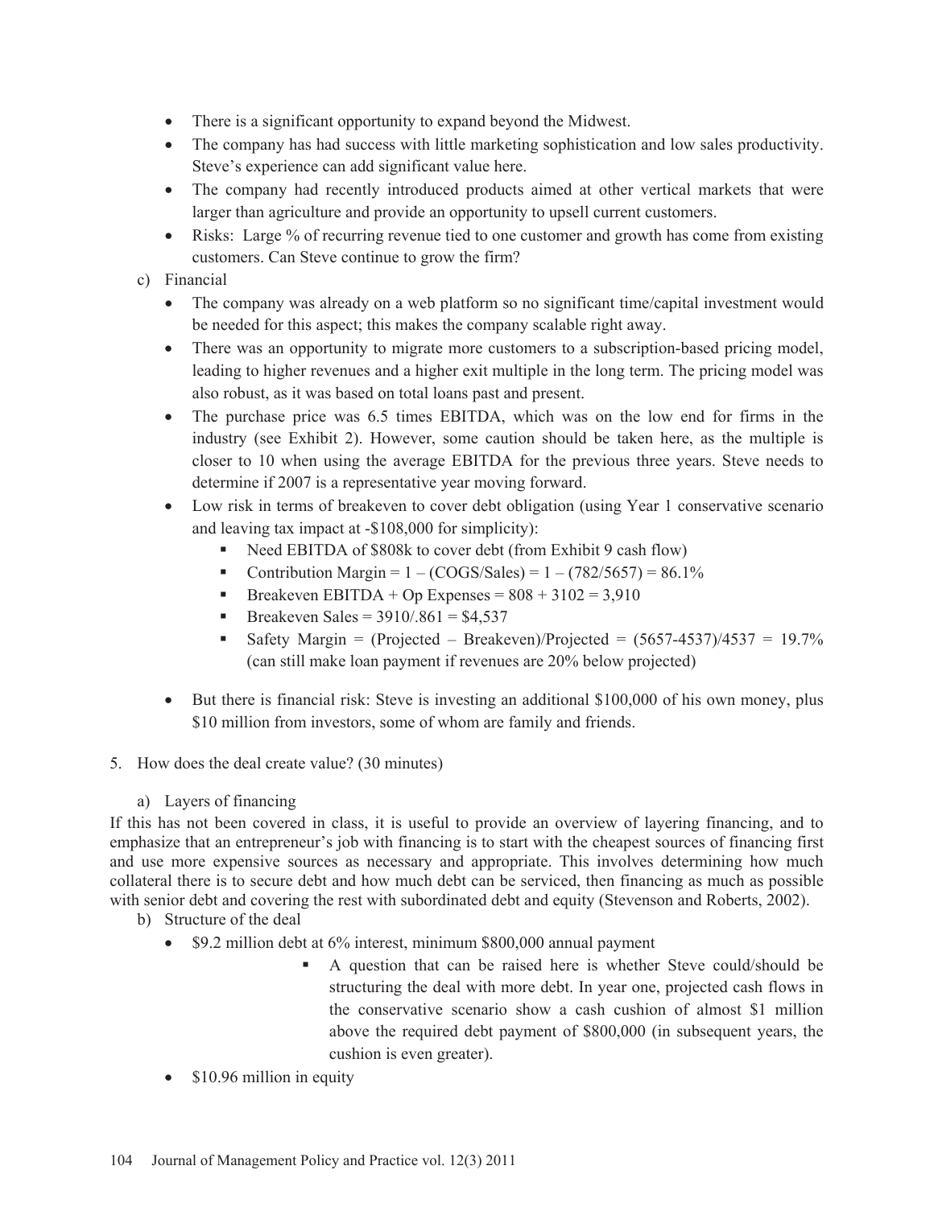- There is a significant opportunity to expand beyond the Midwest.
- The company has had success with little marketing sophistication and low sales productivity. Steve's experience can add significant value here.
- The company had recently introduced products aimed at other vertical markets that were larger than agriculture and provide an opportunity to upsell current customers.
- Risks: Large % of recurring revenue tied to one customer and growth has come from existing customers. Can Steve continue to grow the firm?

c) Financial

- The company was already on a web platform so no significant time/capital investment would be needed for this aspect; this makes the company scalable right away.
- There was an opportunity to migrate more customers to a subscription-based pricing model, leading to higher revenues and a higher exit multiple in the long term. The pricing model was also robust, as it was based on total loans past and present.
- The purchase price was 6.5 times EBITDA, which was on the low end for firms in the industry (see Exhibit 2). However, some caution should be taken here, as the multiple is closer to 10 when using the average EBITDA for the previous three years. Steve needs to determine if 2007 is a representative year moving forward.
- Low risk in terms of breakeven to cover debt obligation (using Year 1 conservative scenario and leaving tax impact at -$108,000 for simplicity):
  - Need EBITDA of $808k to cover debt (from Exhibit 9 cash flow)
  - Contribution Margin = 1 – (COGS/Sales) = 1 – (782/5657) = 86.1%
  - Breakeven EBITDA + Op Expenses = 808 + 3102 = 3,910
  - Breakeven Sales = 3910/.861 = $4,537
  - Safety Margin = (Projected – Breakeven)/Projected = (5657-4537)/4537 = 19.7% (can still make loan payment if revenues are 20% below projected)
- But there is financial risk: Steve is investing an additional $100,000 of his own money, plus $10 million from investors, some of whom are family and friends.

5. How does the deal create value? (30 minutes)

a) Layers of financing

If this has not been covered in class, it is useful to provide an overview of layering financing, and to emphasize that an entrepreneur's job with financing is to start with the cheapest sources of financing first and use more expensive sources as necessary and appropriate. This involves determining how much collateral there is to secure debt and how much debt can be serviced, then financing as much as possible with senior debt and covering the rest with subordinated debt and equity (Stevenson and Roberts, 2002).

b) Structure of the deal

- $9.2 million debt at 6% interest, minimum $800,000 annual payment
  - A question that can be raised here is whether Steve could/should be structuring the deal with more debt. In year one, projected cash flows in the conservative scenario show a cash cushion of almost $1 million above the required debt payment of $800,000 (in subsequent years, the cushion is even greater).
- $10.96 million in equity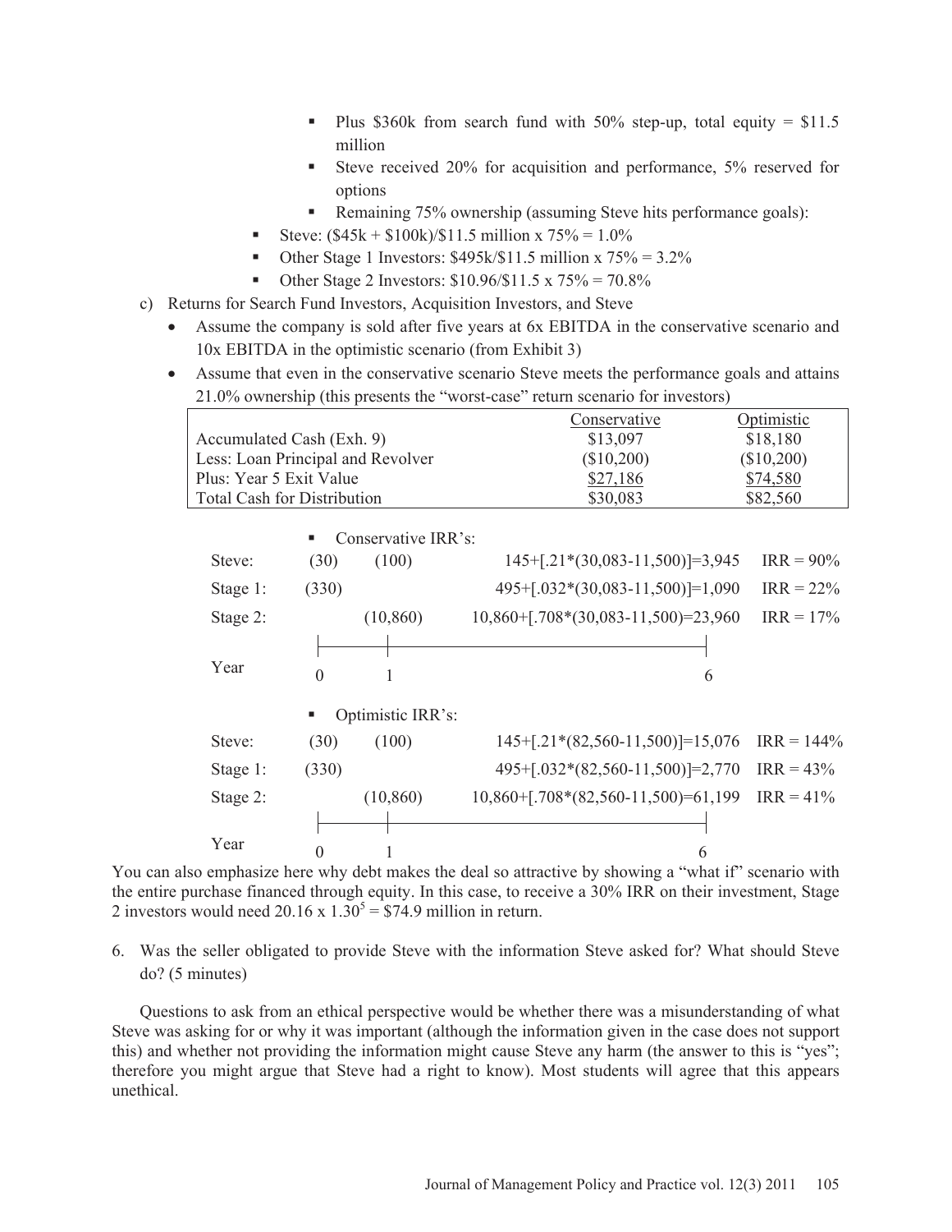- Plus $360k from search fund with 50% step-up, total equity = $11.5 million
    - Steve received 20% for acquisition and performance, 5% reserved for options
    - Remaining 75% ownership (assuming Steve hits performance goals):
  - Steve: ($45k + $100k)/$11.5 million x 75% = 1.0%
  - Other Stage 1 Investors: $495k/$11.5 million x 75% = 3.2%
  - Other Stage 2 Investors: $10.96/$11.5 x 75% = 70.8%

c) Returns for Search Fund Investors, Acquisition Investors, and Steve

- Assume the company is sold after five years at 6x EBITDA in the conservative scenario and 10x EBITDA in the optimistic scenario (from Exhibit 3)
- Assume that even in the conservative scenario Steve meets the performance goals and attains 21.0% ownership (this presents the "worst-case" return scenario for investors)

| | Conservative | Optimistic |
|---|---|---|
| Accumulated Cash (Exh. 9) | $13,097 | $18,180 |
| Less: Loan Principal and Revolver | ($10,200) | ($10,200) |
| Plus: Year 5 Exit Value | $27,186 | $74,580 |
| Total Cash for Distribution | $30,083 | $82,560 |

- Conservative IRR's:

| | Year 0 | Year 1 | Year 6 | IRR |
|---|---|---|---|---|
| Steve: | (30) | (100) | 145+[.21*(30,083-11,500)]=3,945 | IRR = 90% |
| Stage 1: | (330) | | 495+[.032*(30,083-11,500)]=1,090 | IRR = 22% |
| Stage 2: | | (10,860) | 10,860+[.708*(30,083-11,500)=23,960 | IRR = 17% |

- Optimistic IRR's:

| | Year 0 | Year 1 | Year 6 | IRR |
|---|---|---|---|---|
| Steve: | (30) | (100) | 145+[.21*(82,560-11,500)]=15,076 | IRR = 144% |
| Stage 1: | (330) | | 495+[.032*(82,560-11,500)]=2,770 | IRR = 43% |
| Stage 2: | | (10,860) | 10,860+[.708*(82,560-11,500)=61,199 | IRR = 41% |

You can also emphasize here why debt makes the deal so attractive by showing a "what if" scenario with the entire purchase financed through equity. In this case, to receive a 30% IRR on their investment, Stage 2 investors would need $20.16 \times 1.30^5$ = $74.9 million in return.

6. Was the seller obligated to provide Steve with the information Steve asked for? What should Steve do? (5 minutes)

Questions to ask from an ethical perspective would be whether there was a misunderstanding of what Steve was asking for or why it was important (although the information given in the case does not support this) and whether not providing the information might cause Steve any harm (the answer to this is "yes"; therefore you might argue that Steve had a right to know). Most students will agree that this appears unethical.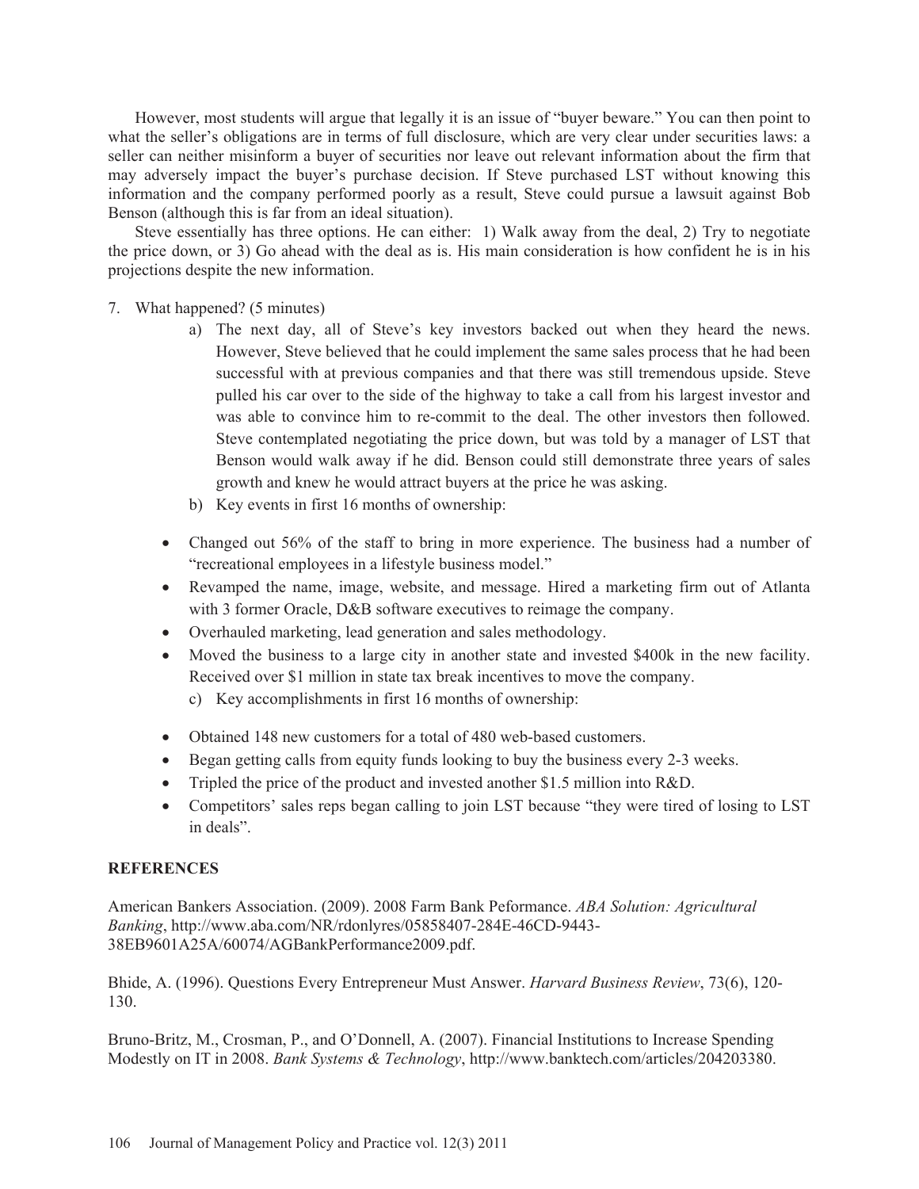However, most students will argue that legally it is an issue of "buyer beware." You can then point to what the seller's obligations are in terms of full disclosure, which are very clear under securities laws: a seller can neither misinform a buyer of securities nor leave out relevant information about the firm that may adversely impact the buyer's purchase decision. If Steve purchased LST without knowing this information and the company performed poorly as a result, Steve could pursue a lawsuit against Bob Benson (although this is far from an ideal situation).

Steve essentially has three options. He can either: 1) Walk away from the deal, 2) Try to negotiate the price down, or 3) Go ahead with the deal as is. His main consideration is how confident he is in his projections despite the new information.

7. What happened? (5 minutes)
   a) The next day, all of Steve's key investors backed out when they heard the news. However, Steve believed that he could implement the same sales process that he had been successful with at previous companies and that there was still tremendous upside. Steve pulled his car over to the side of the highway to take a call from his largest investor and was able to convince him to re-commit to the deal. The other investors then followed. Steve contemplated negotiating the price down, but was told by a manager of LST that Benson would walk away if he did. Benson could still demonstrate three years of sales growth and knew he would attract buyers at the price he was asking.
   b) Key events in first 16 months of ownership:

- Changed out 56% of the staff to bring in more experience. The business had a number of "recreational employees in a lifestyle business model."
- Revamped the name, image, website, and message. Hired a marketing firm out of Atlanta with 3 former Oracle, D&B software executives to reimage the company.
- Overhauled marketing, lead generation and sales methodology.
- Moved the business to a large city in another state and invested $400k in the new facility. Received over $1 million in state tax break incentives to move the company.

   c) Key accomplishments in first 16 months of ownership:

- Obtained 148 new customers for a total of 480 web-based customers.
- Began getting calls from equity funds looking to buy the business every 2-3 weeks.
- Tripled the price of the product and invested another $1.5 million into R&D.
- Competitors' sales reps began calling to join LST because "they were tired of losing to LST in deals".

## REFERENCES

American Bankers Association. (2009). 2008 Farm Bank Peformance. *ABA Solution: Agricultural Banking*, http://www.aba.com/NR/rdonlyres/05858407-284E-46CD-9443-38EB9601A25A/60074/AGBankPerformance2009.pdf.

Bhide, A. (1996). Questions Every Entrepreneur Must Answer. *Harvard Business Review*, 73(6), 120-130.

Bruno-Britz, M., Crosman, P., and O'Donnell, A. (2007). Financial Institutions to Increase Spending Modestly on IT in 2008. *Bank Systems & Technology*, http://www.banktech.com/articles/204203380.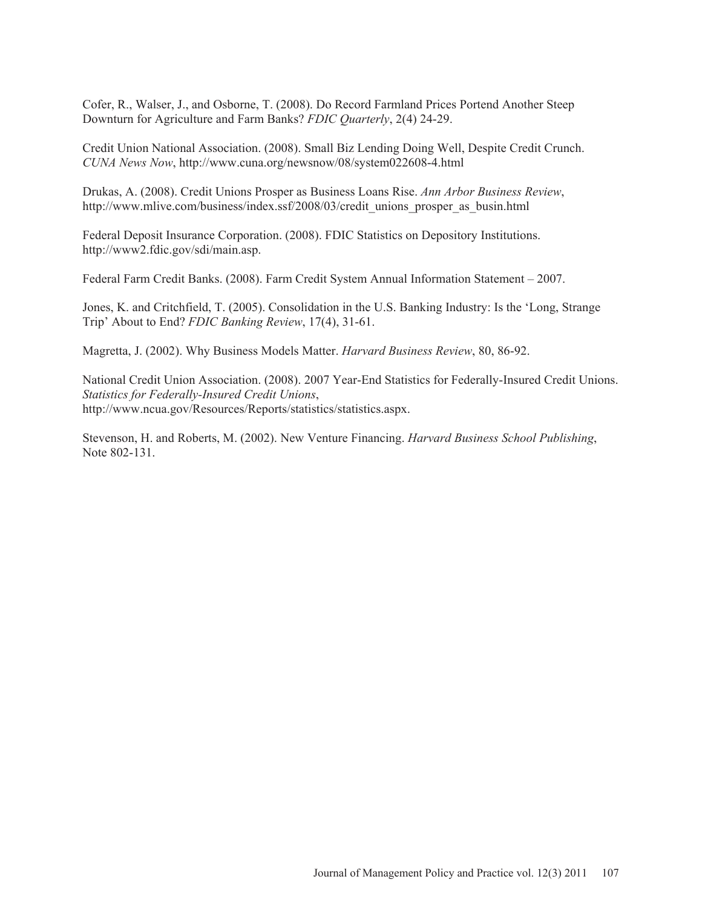Cofer, R., Walser, J., and Osborne, T. (2008). Do Record Farmland Prices Portend Another Steep Downturn for Agriculture and Farm Banks? *FDIC Quarterly*, 2(4) 24-29.

Credit Union National Association. (2008). Small Biz Lending Doing Well, Despite Credit Crunch. *CUNA News Now*, http://www.cuna.org/newsnow/08/system022608-4.html

Drukas, A. (2008). Credit Unions Prosper as Business Loans Rise. *Ann Arbor Business Review*, http://www.mlive.com/business/index.ssf/2008/03/credit_unions_prosper_as_busin.html

Federal Deposit Insurance Corporation. (2008). FDIC Statistics on Depository Institutions. http://www2.fdic.gov/sdi/main.asp.

Federal Farm Credit Banks. (2008). Farm Credit System Annual Information Statement – 2007.

Jones, K. and Critchfield, T. (2005). Consolidation in the U.S. Banking Industry: Is the 'Long, Strange Trip' About to End? *FDIC Banking Review*, 17(4), 31-61.

Magretta, J. (2002). Why Business Models Matter. *Harvard Business Review*, 80, 86-92.

National Credit Union Association. (2008). 2007 Year-End Statistics for Federally-Insured Credit Unions. *Statistics for Federally-Insured Credit Unions*, http://www.ncua.gov/Resources/Reports/statistics/statistics.aspx.

Stevenson, H. and Roberts, M. (2002). New Venture Financing. *Harvard Business School Publishing*, Note 802-131.